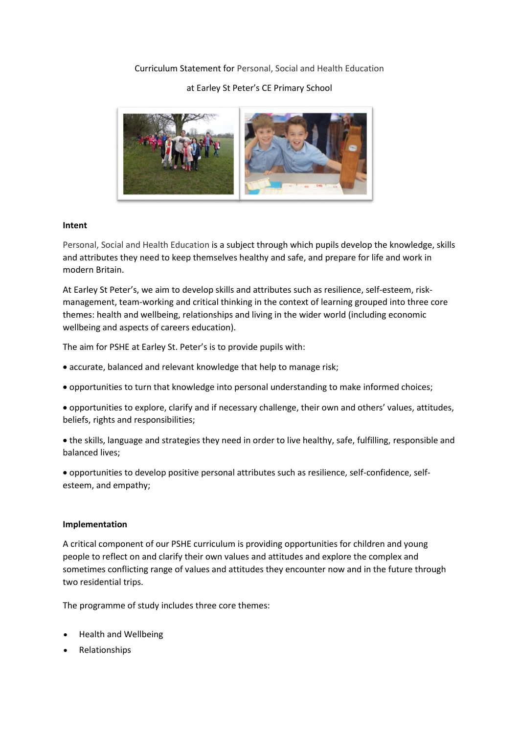Curriculum Statement for Personal, Social and Health Education

at Earley St Peter's CE Primary School

**Intent**

Personal, Social and Health Education is a subject through which pupils develop the knowledge, skills and attributes they need to keep themselves healthy and safe, and prepare for life and work in modern Britain.

At Earley St Peter's, we aim to develop skills and attributes such as resilience, self-esteem, risk-management, team-working and critical thinking in the context of learning grouped into three core themes: health and wellbeing, relationships and living in the wider world (including economic wellbeing and aspects of careers education).

The aim for PSHE at Earley St. Peter's is to provide pupils with:

• accurate, balanced and relevant knowledge that help to manage risk;

• opportunities to turn that knowledge into personal understanding to make informed choices;

• opportunities to explore, clarify and if necessary challenge, their own and others' values, attitudes, beliefs, rights and responsibilities;

• the skills, language and strategies they need in order to live healthy, safe, fulfilling, responsible and balanced lives;

• opportunities to develop positive personal attributes such as resilience, self-confidence, self-esteem, and empathy;

**Implementation**

A critical component of our PSHE curriculum is providing opportunities for children and young people to reflect on and clarify their own values and attitudes and explore the complex and sometimes conflicting range of values and attitudes they encounter now and in the future through two residential trips.

The programme of study includes three core themes:

- Health and Wellbeing
- Relationships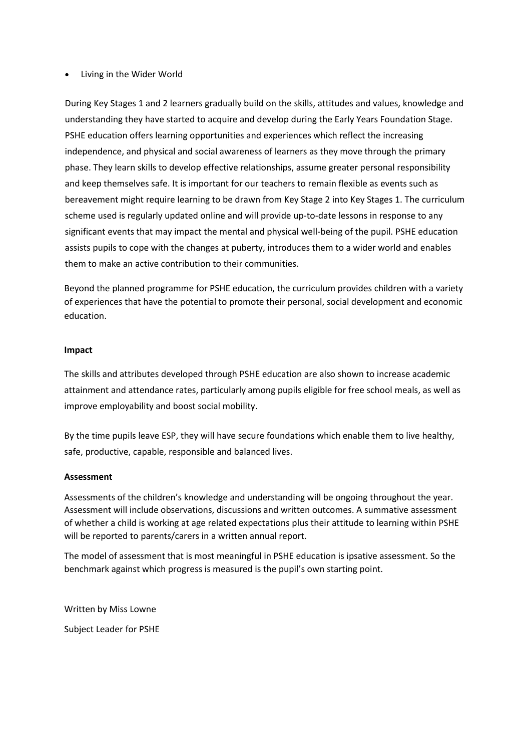- Living in the Wider World

During Key Stages 1 and 2 learners gradually build on the skills, attitudes and values, knowledge and understanding they have started to acquire and develop during the Early Years Foundation Stage. PSHE education offers learning opportunities and experiences which reflect the increasing independence, and physical and social awareness of learners as they move through the primary phase. They learn skills to develop effective relationships, assume greater personal responsibility and keep themselves safe. It is important for our teachers to remain flexible as events such as bereavement might require learning to be drawn from Key Stage 2 into Key Stages 1. The curriculum scheme used is regularly updated online and will provide up-to-date lessons in response to any significant events that may impact the mental and physical well-being of the pupil. PSHE education assists pupils to cope with the changes at puberty, introduces them to a wider world and enables them to make an active contribution to their communities.

Beyond the planned programme for PSHE education, the curriculum provides children with a variety of experiences that have the potential to promote their personal, social development and economic education.

**Impact**

The skills and attributes developed through PSHE education are also shown to increase academic attainment and attendance rates, particularly among pupils eligible for free school meals, as well as improve employability and boost social mobility.

By the time pupils leave ESP, they will have secure foundations which enable them to live healthy, safe, productive, capable, responsible and balanced lives.

**Assessment**

Assessments of the children's knowledge and understanding will be ongoing throughout the year. Assessment will include observations, discussions and written outcomes. A summative assessment of whether a child is working at age related expectations plus their attitude to learning within PSHE will be reported to parents/carers in a written annual report.

The model of assessment that is most meaningful in PSHE education is ipsative assessment. So the benchmark against which progress is measured is the pupil's own starting point.

Written by Miss Lowne

Subject Leader for PSHE